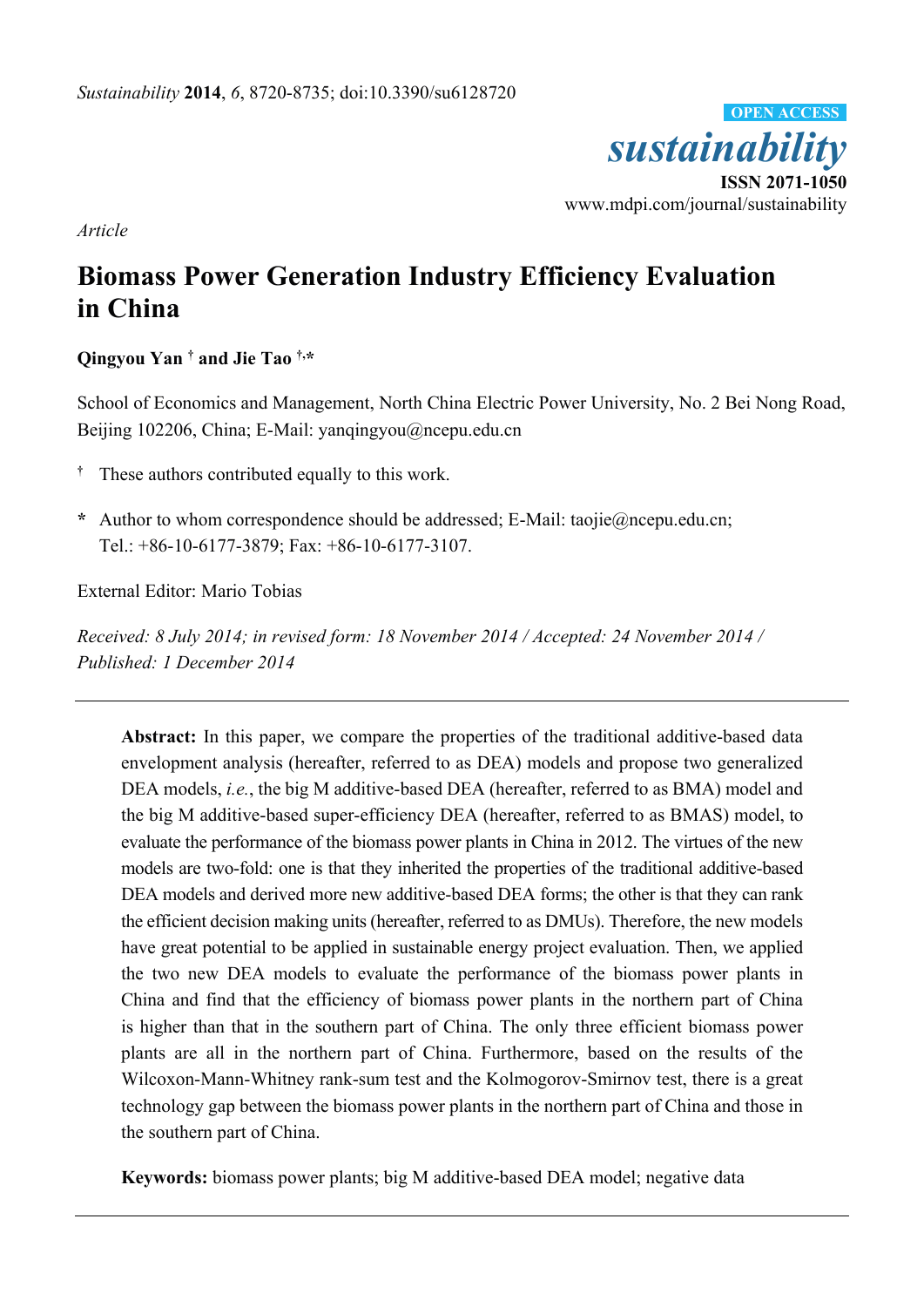*Article*

# Biomass Power Generation Industry Efficiency Evaluation in China

**Qingyou Yan [†] and Jie Tao [†,*]**

School of Economics and Management, North China Electric Power University, No. 2 Bei Nong Road, Beijing 102206, China; E-Mail: yanqingyou@ncepu.edu.cn

[†] These authors contributed equally to this work.

**\*** Author to whom correspondence should be addressed; E-Mail: taojie@ncepu.edu.cn; Tel.: +86-10-6177-3879; Fax: +86-10-6177-3107.

External Editor: Mario Tobias

*Received: 8 July 2014; in revised form: 18 November 2014 / Accepted: 24 November 2014 / Published: 1 December 2014*

---

**Abstract:** In this paper, we compare the properties of the traditional additive-based data envelopment analysis (hereafter, referred to as DEA) models and propose two generalized DEA models, *i.e.*, the big M additive-based DEA (hereafter, referred to as BMA) model and the big M additive-based super-efficiency DEA (hereafter, referred to as BMAS) model, to evaluate the performance of the biomass power plants in China in 2012. The virtues of the new models are two-fold: one is that they inherited the properties of the traditional additive-based DEA models and derived more new additive-based DEA forms; the other is that they can rank the efficient decision making units (hereafter, referred to as DMUs). Therefore, the new models have great potential to be applied in sustainable energy project evaluation. Then, we applied the two new DEA models to evaluate the performance of the biomass power plants in China and find that the efficiency of biomass power plants in the northern part of China is higher than that in the southern part of China. The only three efficient biomass power plants are all in the northern part of China. Furthermore, based on the results of the Wilcoxon-Mann-Whitney rank-sum test and the Kolmogorov-Smirnov test, there is a great technology gap between the biomass power plants in the northern part of China and those in the southern part of China.

**Keywords:** biomass power plants; big M additive-based DEA model; negative data

---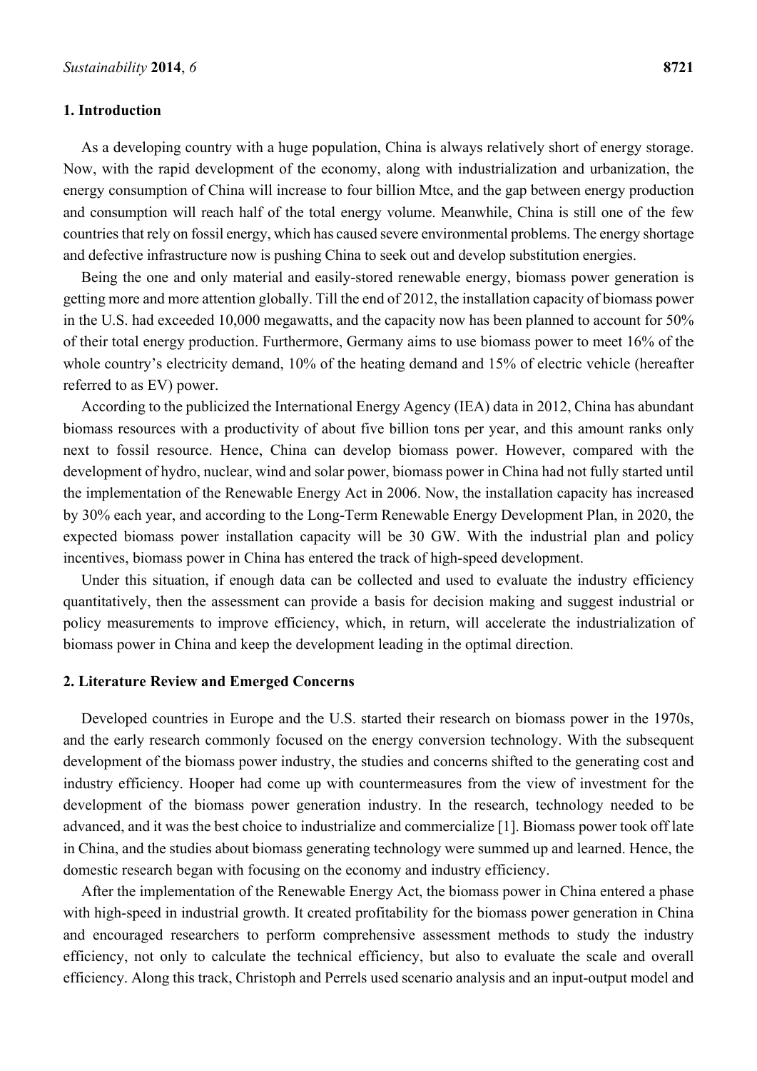## 1. Introduction

As a developing country with a huge population, China is always relatively short of energy storage. Now, with the rapid development of the economy, along with industrialization and urbanization, the energy consumption of China will increase to four billion Mtce, and the gap between energy production and consumption will reach half of the total energy volume. Meanwhile, China is still one of the few countries that rely on fossil energy, which has caused severe environmental problems. The energy shortage and defective infrastructure now is pushing China to seek out and develop substitution energies.

Being the one and only material and easily-stored renewable energy, biomass power generation is getting more and more attention globally. Till the end of 2012, the installation capacity of biomass power in the U.S. had exceeded 10,000 megawatts, and the capacity now has been planned to account for 50% of their total energy production. Furthermore, Germany aims to use biomass power to meet 16% of the whole country's electricity demand, 10% of the heating demand and 15% of electric vehicle (hereafter referred to as EV) power.

According to the publicized the International Energy Agency (IEA) data in 2012, China has abundant biomass resources with a productivity of about five billion tons per year, and this amount ranks only next to fossil resource. Hence, China can develop biomass power. However, compared with the development of hydro, nuclear, wind and solar power, biomass power in China had not fully started until the implementation of the Renewable Energy Act in 2006. Now, the installation capacity has increased by 30% each year, and according to the Long-Term Renewable Energy Development Plan, in 2020, the expected biomass power installation capacity will be 30 GW. With the industrial plan and policy incentives, biomass power in China has entered the track of high-speed development.

Under this situation, if enough data can be collected and used to evaluate the industry efficiency quantitatively, then the assessment can provide a basis for decision making and suggest industrial or policy measurements to improve efficiency, which, in return, will accelerate the industrialization of biomass power in China and keep the development leading in the optimal direction.

## 2. Literature Review and Emerged Concerns

Developed countries in Europe and the U.S. started their research on biomass power in the 1970s, and the early research commonly focused on the energy conversion technology. With the subsequent development of the biomass power industry, the studies and concerns shifted to the generating cost and industry efficiency. Hooper had come up with countermeasures from the view of investment for the development of the biomass power generation industry. In the research, technology needed to be advanced, and it was the best choice to industrialize and commercialize [1]. Biomass power took off late in China, and the studies about biomass generating technology were summed up and learned. Hence, the domestic research began with focusing on the economy and industry efficiency.

After the implementation of the Renewable Energy Act, the biomass power in China entered a phase with high-speed in industrial growth. It created profitability for the biomass power generation in China and encouraged researchers to perform comprehensive assessment methods to study the industry efficiency, not only to calculate the technical efficiency, but also to evaluate the scale and overall efficiency. Along this track, Christoph and Perrels used scenario analysis and an input-output model and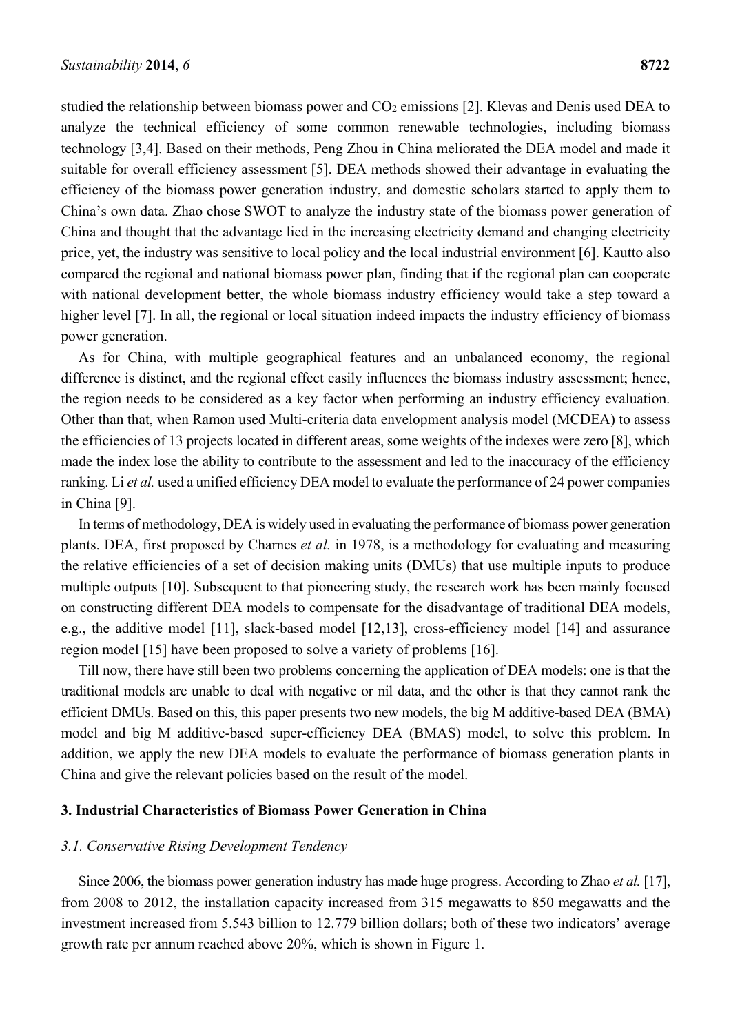studied the relationship between biomass power and $CO_2$ emissions [2]. Klevas and Denis used DEA to analyze the technical efficiency of some common renewable technologies, including biomass technology [3,4]. Based on their methods, Peng Zhou in China meliorated the DEA model and made it suitable for overall efficiency assessment [5]. DEA methods showed their advantage in evaluating the efficiency of the biomass power generation industry, and domestic scholars started to apply them to China's own data. Zhao chose SWOT to analyze the industry state of the biomass power generation of China and thought that the advantage lied in the increasing electricity demand and changing electricity price, yet, the industry was sensitive to local policy and the local industrial environment [6]. Kautto also compared the regional and national biomass power plan, finding that if the regional plan can cooperate with national development better, the whole biomass industry efficiency would take a step toward a higher level [7]. In all, the regional or local situation indeed impacts the industry efficiency of biomass power generation.

As for China, with multiple geographical features and an unbalanced economy, the regional difference is distinct, and the regional effect easily influences the biomass industry assessment; hence, the region needs to be considered as a key factor when performing an industry efficiency evaluation. Other than that, when Ramon used Multi-criteria data envelopment analysis model (MCDEA) to assess the efficiencies of 13 projects located in different areas, some weights of the indexes were zero [8], which made the index lose the ability to contribute to the assessment and led to the inaccuracy of the efficiency ranking. Li *et al.* used a unified efficiency DEA model to evaluate the performance of 24 power companies in China [9].

In terms of methodology, DEA is widely used in evaluating the performance of biomass power generation plants. DEA, first proposed by Charnes *et al.* in 1978, is a methodology for evaluating and measuring the relative efficiencies of a set of decision making units (DMUs) that use multiple inputs to produce multiple outputs [10]. Subsequent to that pioneering study, the research work has been mainly focused on constructing different DEA models to compensate for the disadvantage of traditional DEA models, e.g., the additive model [11], slack-based model [12,13], cross-efficiency model [14] and assurance region model [15] have been proposed to solve a variety of problems [16].

Till now, there have still been two problems concerning the application of DEA models: one is that the traditional models are unable to deal with negative or nil data, and the other is that they cannot rank the efficient DMUs. Based on this, this paper presents two new models, the big M additive-based DEA (BMA) model and big M additive-based super-efficiency DEA (BMAS) model, to solve this problem. In addition, we apply the new DEA models to evaluate the performance of biomass generation plants in China and give the relevant policies based on the result of the model.

## 3. Industrial Characteristics of Biomass Power Generation in China

### *3.1. Conservative Rising Development Tendency*

Since 2006, the biomass power generation industry has made huge progress. According to Zhao *et al.* [17], from 2008 to 2012, the installation capacity increased from 315 megawatts to 850 megawatts and the investment increased from 5.543 billion to 12.779 billion dollars; both of these two indicators' average growth rate per annum reached above 20%, which is shown in Figure 1.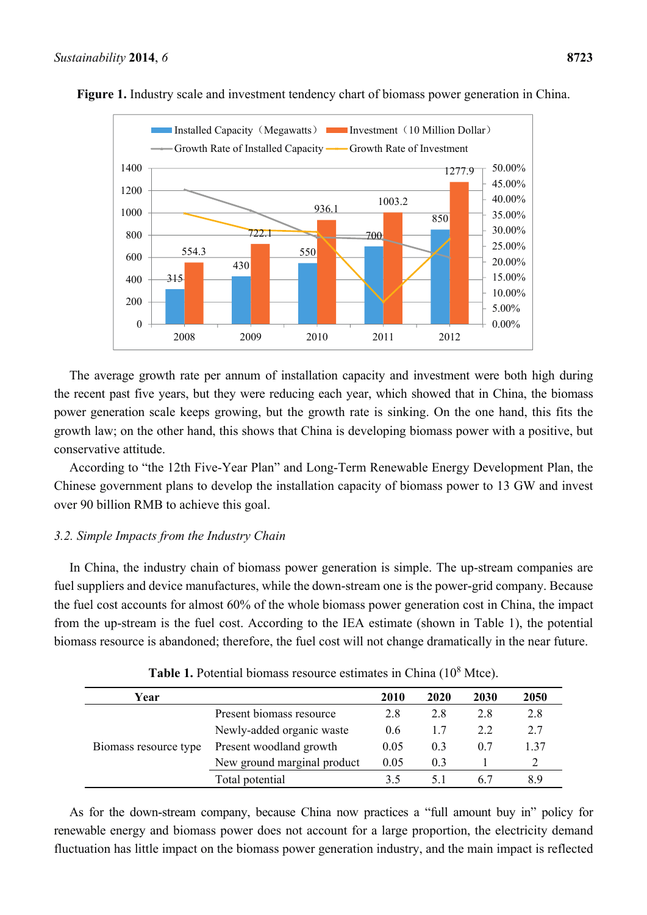**Figure 1.** Industry scale and investment tendency chart of biomass power generation in China.

The average growth rate per annum of installation capacity and investment were both high during the recent past five years, but they were reducing each year, which showed that in China, the biomass power generation scale keeps growing, but the growth rate is sinking. On the one hand, this fits the growth law; on the other hand, this shows that China is developing biomass power with a positive, but conservative attitude.

According to "the 12th Five-Year Plan" and Long-Term Renewable Energy Development Plan, the Chinese government plans to develop the installation capacity of biomass power to 13 GW and invest over 90 billion RMB to achieve this goal.

### *3.2. Simple Impacts from the Industry Chain*

In China, the industry chain of biomass power generation is simple. The up-stream companies are fuel suppliers and device manufactures, while the down-stream one is the power-grid company. Because the fuel cost accounts for almost 60% of the whole biomass power generation cost in China, the impact from the up-stream is the fuel cost. According to the IEA estimate (shown in Table 1), the potential biomass resource is abandoned; therefore, the fuel cost will not change dramatically in the near future.

**Table 1.** Potential biomass resource estimates in China ($10^8$ Mtce).

| Year | | 2010 | 2020 | 2030 | 2050 |
|---|---|---|---|---|---|
| Biomass resource type | Present biomass resource | 2.8 | 2.8 | 2.8 | 2.8 |
| | Newly-added organic waste | 0.6 | 1.7 | 2.2 | 2.7 |
| | Present woodland growth | 0.05 | 0.3 | 0.7 | 1.37 |
| | New ground marginal product | 0.05 | 0.3 | 1 | 2 |
| | Total potential | 3.5 | 5.1 | 6.7 | 8.9 |

As for the down-stream company, because China now practices a "full amount buy in" policy for renewable energy and biomass power does not account for a large proportion, the electricity demand fluctuation has little impact on the biomass power generation industry, and the main impact is reflected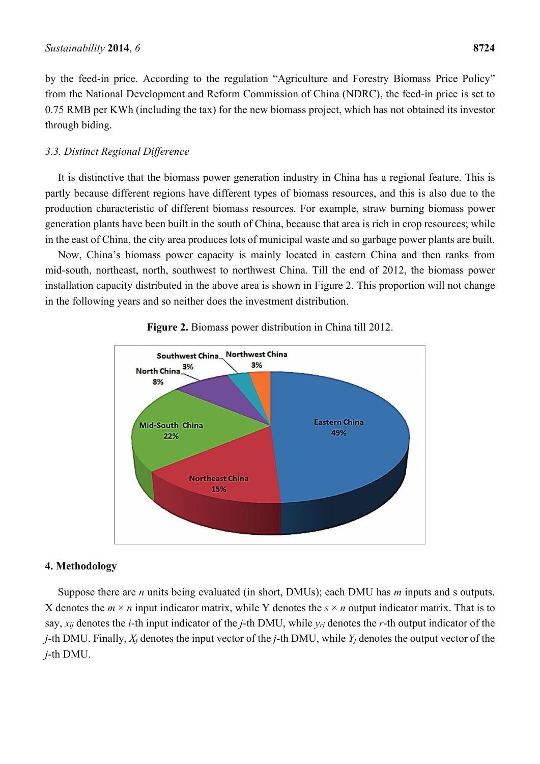by the feed-in price. According to the regulation "Agriculture and Forestry Biomass Price Policy" from the National Development and Reform Commission of China (NDRC), the feed-in price is set to 0.75 RMB per KWh (including the tax) for the new biomass project, which has not obtained its investor through biding.

### *3.3. Distinct Regional Difference*

It is distinctive that the biomass power generation industry in China has a regional feature. This is partly because different regions have different types of biomass resources, and this is also due to the production characteristic of different biomass resources. For example, straw burning biomass power generation plants have been built in the south of China, because that area is rich in crop resources; while in the east of China, the city area produces lots of municipal waste and so garbage power plants are built.

Now, China's biomass power capacity is mainly located in eastern China and then ranks from mid-south, northeast, north, southwest to northwest China. Till the end of 2012, the biomass power installation capacity distributed in the above area is shown in Figure 2. This proportion will not change in the following years and so neither does the investment distribution.

**Figure 2.** Biomass power distribution in China till 2012.

| Region | Share |
| --- | --- |
| Eastern China | 49% |
| Mid-South China | 22% |
| Northeast China | 15% |
| North China | 8% |
| Southwest China | 3% |
| Northwest China | 3% |

## 4. Methodology

Suppose there are $n$ units being evaluated (in short, DMUs); each DMU has $m$ inputs and s outputs. X denotes the $m \times n$ input indicator matrix, while Y denotes the $s \times n$ output indicator matrix. That is to say, $x_{ij}$ denotes the $i$-th input indicator of the $j$-th DMU, while $y_{rj}$ denotes the $r$-th output indicator of the $j$-th DMU. Finally, $X_j$ denotes the input vector of the $j$-th DMU, while $Y_j$ denotes the output vector of the $j$-th DMU.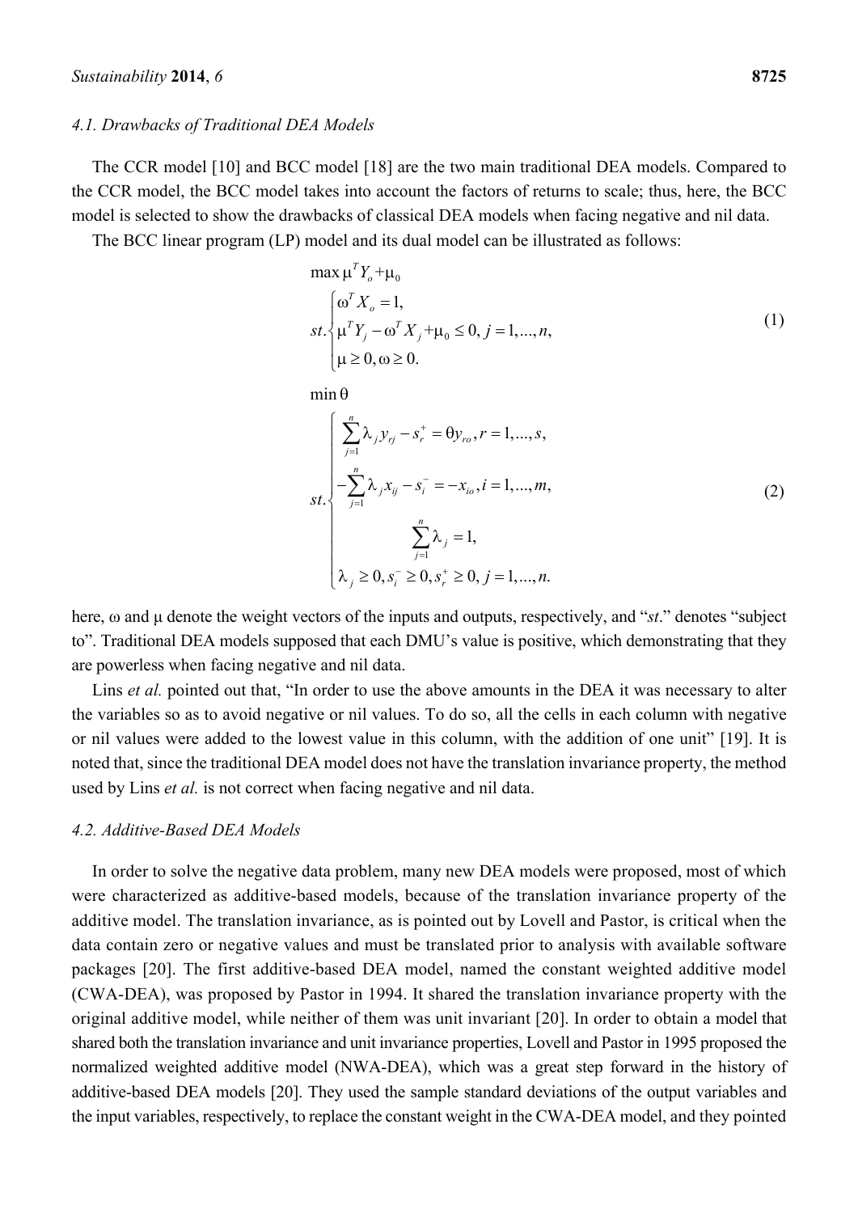### 4.1. Drawbacks of Traditional DEA Models

The CCR model [10] and BCC model [18] are the two main traditional DEA models. Compared to the CCR model, the BCC model takes into account the factors of returns to scale; thus, here, the BCC model is selected to show the drawbacks of classical DEA models when facing negative and nil data.

The BCC linear program (LP) model and its dual model can be illustrated as follows:

$$
\begin{aligned}
&\max \mu^T Y_o + \mu_0 \\
&st. \begin{cases} \omega^T X_o = 1, \\ \mu^T Y_j - \omega^T X_j + \mu_0 \leq 0, j = 1, ..., n, \\ \mu \geq 0, \omega \geq 0. \end{cases}
\end{aligned} \tag{1}
$$

$$
\begin{aligned}
&\min \theta \\
&st. \begin{cases} \sum_{j=1}^{n} \lambda_j y_{rj} - s_r^+ = \theta y_{ro}, r = 1, ..., s, \\ -\sum_{j=1}^{n} \lambda_j x_{ij} - s_i^- = -x_{io}, i = 1, ..., m, \\ \sum_{j=1}^{n} \lambda_j = 1, \\ \lambda_j \geq 0, s_i^- \geq 0, s_r^+ \geq 0, j = 1, ..., n. \end{cases}
\end{aligned} \tag{2}
$$

here, $\omega$ and $\mu$ denote the weight vectors of the inputs and outputs, respectively, and "*st*." denotes "subject to". Traditional DEA models supposed that each DMU's value is positive, which demonstrating that they are powerless when facing negative and nil data.

Lins *et al.* pointed out that, "In order to use the above amounts in the DEA it was necessary to alter the variables so as to avoid negative or nil values. To do so, all the cells in each column with negative or nil values were added to the lowest value in this column, with the addition of one unit" [19]. It is noted that, since the traditional DEA model does not have the translation invariance property, the method used by Lins *et al.* is not correct when facing negative and nil data.

### 4.2. Additive-Based DEA Models

In order to solve the negative data problem, many new DEA models were proposed, most of which were characterized as additive-based models, because of the translation invariance property of the additive model. The translation invariance, as is pointed out by Lovell and Pastor, is critical when the data contain zero or negative values and must be translated prior to analysis with available software packages [20]. The first additive-based DEA model, named the constant weighted additive model (CWA-DEA), was proposed by Pastor in 1994. It shared the translation invariance property with the original additive model, while neither of them was unit invariant [20]. In order to obtain a model that shared both the translation invariance and unit invariance properties, Lovell and Pastor in 1995 proposed the normalized weighted additive model (NWA-DEA), which was a great step forward in the history of additive-based DEA models [20]. They used the sample standard deviations of the output variables and the input variables, respectively, to replace the constant weight in the CWA-DEA model, and they pointed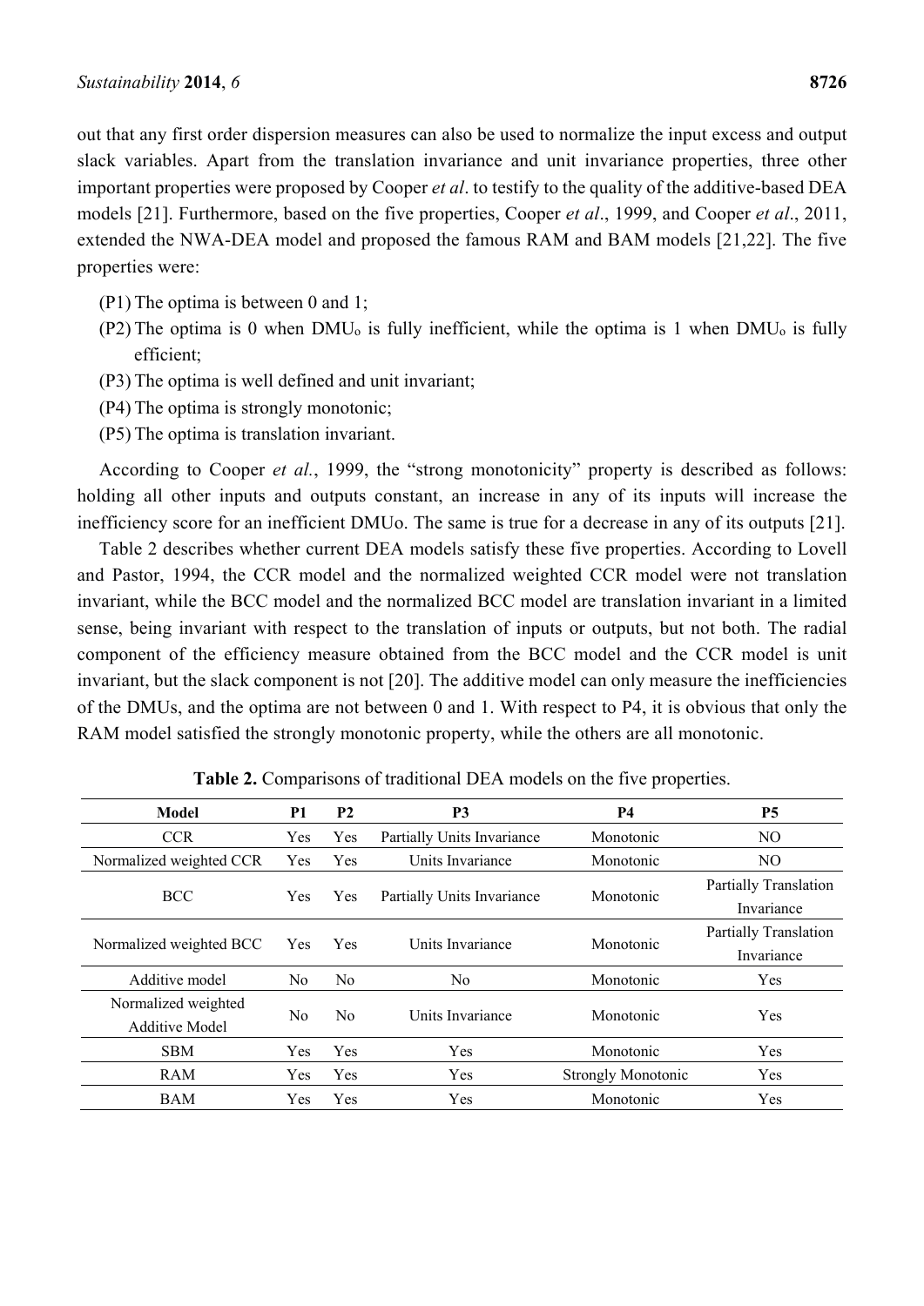out that any first order dispersion measures can also be used to normalize the input excess and output slack variables. Apart from the translation invariance and unit invariance properties, three other important properties were proposed by Cooper *et al*. to testify to the quality of the additive-based DEA models [21]. Furthermore, based on the five properties, Cooper *et al*., 1999, and Cooper *et al*., 2011, extended the NWA-DEA model and proposed the famous RAM and BAM models [21,22]. The five properties were:

(P1) The optima is between 0 and 1;
(P2) The optima is 0 when $DMU_o$ is fully inefficient, while the optima is 1 when $DMU_o$ is fully efficient;
(P3) The optima is well defined and unit invariant;
(P4) The optima is strongly monotonic;
(P5) The optima is translation invariant.

According to Cooper *et al.*, 1999, the "strong monotonicity" property is described as follows: holding all other inputs and outputs constant, an increase in any of its inputs will increase the inefficiency score for an inefficient DMUo. The same is true for a decrease in any of its outputs [21].

Table 2 describes whether current DEA models satisfy these five properties. According to Lovell and Pastor, 1994, the CCR model and the normalized weighted CCR model were not translation invariant, while the BCC model and the normalized BCC model are translation invariant in a limited sense, being invariant with respect to the translation of inputs or outputs, but not both. The radial component of the efficiency measure obtained from the BCC model and the CCR model is unit invariant, but the slack component is not [20]. The additive model can only measure the inefficiencies of the DMUs, and the optima are not between 0 and 1. With respect to P4, it is obvious that only the RAM model satisfied the strongly monotonic property, while the others are all monotonic.

**Table 2.** Comparisons of traditional DEA models on the five properties.

| Model | P1 | P2 | P3 | P4 | P5 |
|---|---|---|---|---|---|
| CCR | Yes | Yes | Partially Units Invariance | Monotonic | NO |
| Normalized weighted CCR | Yes | Yes | Units Invariance | Monotonic | NO |
| BCC | Yes | Yes | Partially Units Invariance | Monotonic | Partially Translation Invariance |
| Normalized weighted BCC | Yes | Yes | Units Invariance | Monotonic | Partially Translation Invariance |
| Additive model | No | No | No | Monotonic | Yes |
| Normalized weighted Additive Model | No | No | Units Invariance | Monotonic | Yes |
| SBM | Yes | Yes | Yes | Monotonic | Yes |
| RAM | Yes | Yes | Yes | Strongly Monotonic | Yes |
| BAM | Yes | Yes | Yes | Monotonic | Yes |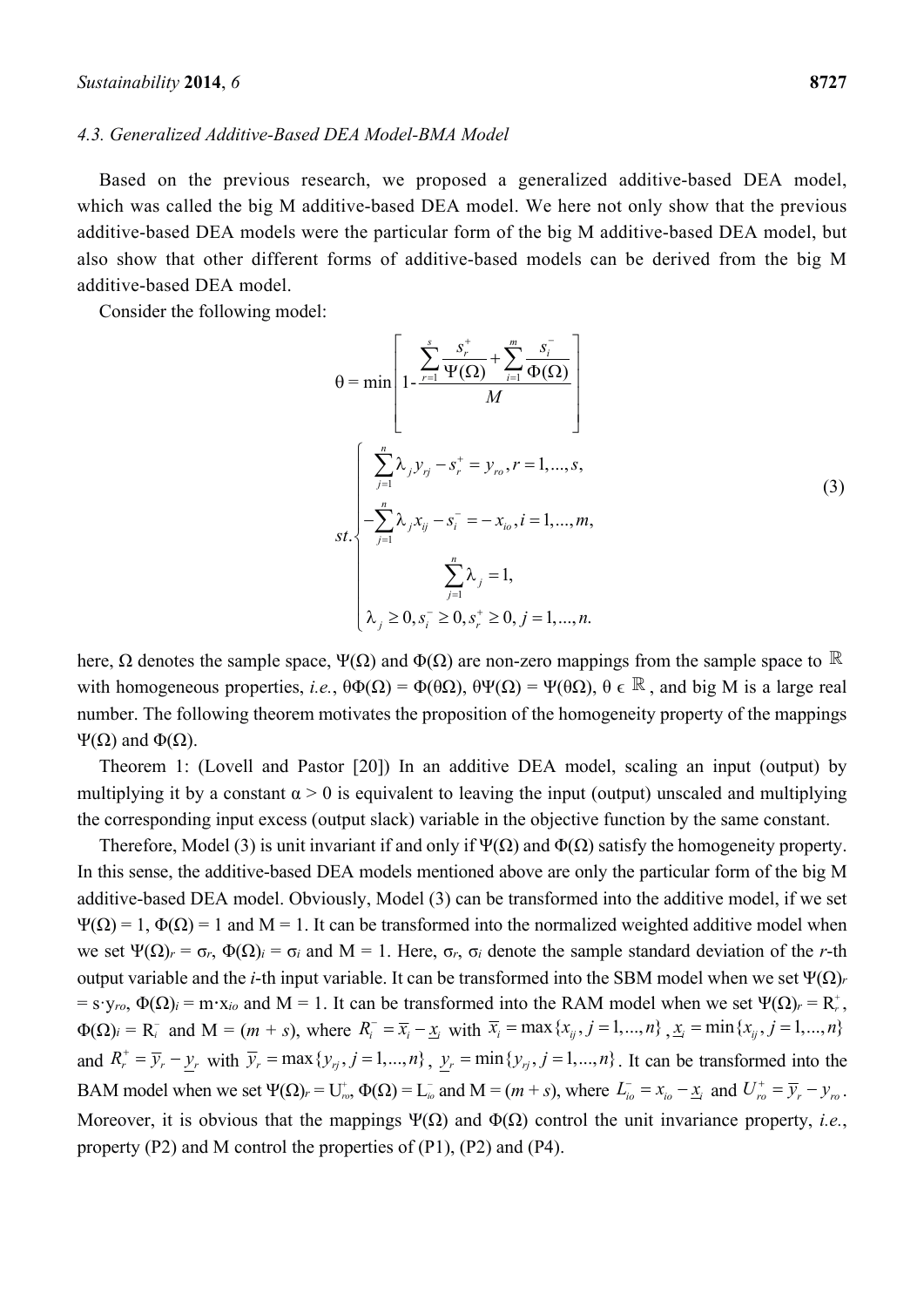### 4.3. Generalized Additive-Based DEA Model-BMA Model

Based on the previous research, we proposed a generalized additive-based DEA model, which was called the big M additive-based DEA model. We here not only show that the previous additive-based DEA models were the particular form of the big M additive-based DEA model, but also show that other different forms of additive-based models can be derived from the big M additive-based DEA model.

Consider the following model:

$$
\theta = \min \left[ 1 - \frac{\sum_{r=1}^{s} \frac{s_r^+}{\Psi(\Omega)} + \sum_{i=1}^{m} \frac{s_i^-}{\Phi(\Omega)}}{M} \right]
$$

$$
st. \begin{cases} \sum_{j=1}^{n} \lambda_j y_{rj} - s_r^+ = y_{ro}, r = 1, ..., s, \\ -\sum_{j=1}^{n} \lambda_j x_{ij} - s_i^- = -x_{io}, i = 1, ..., m, \\ \sum_{j=1}^{n} \lambda_j = 1, \\ \lambda_j \geq 0, s_i^- \geq 0, s_r^+ \geq 0, j = 1, ..., n. \end{cases} \tag{3}
$$

here, $\Omega$ denotes the sample space, $\Psi(\Omega)$ and $\Phi(\Omega)$ are non-zero mappings from the sample space to $\mathbb{R}$ with homogeneous properties, *i.e.*, $\theta\Phi(\Omega) = \Phi(\theta\Omega)$, $\theta\Psi(\Omega) = \Psi(\theta\Omega)$, $\theta \in \mathbb{R}$, and big M is a large real number. The following theorem motivates the proposition of the homogeneity property of the mappings $\Psi(\Omega)$ and $\Phi(\Omega)$.

Theorem 1: (Lovell and Pastor [20]) In an additive DEA model, scaling an input (output) by multiplying it by a constant $\alpha > 0$ is equivalent to leaving the input (output) unscaled and multiplying the corresponding input excess (output slack) variable in the objective function by the same constant.

Therefore, Model (3) is unit invariant if and only if $\Psi(\Omega)$ and $\Phi(\Omega)$ satisfy the homogeneity property. In this sense, the additive-based DEA models mentioned above are only the particular form of the big M additive-based DEA model. Obviously, Model (3) can be transformed into the additive model, if we set $\Psi(\Omega) = 1$, $\Phi(\Omega) = 1$ and $M = 1$. It can be transformed into the normalized weighted additive model when we set $\Psi(\Omega)_r = \sigma_r$, $\Phi(\Omega)_i = \sigma_i$ and $M = 1$. Here, $\sigma_r$, $\sigma_i$ denote the sample standard deviation of the $r$-th output variable and the $i$-th input variable. It can be transformed into the SBM model when we set $\Psi(\Omega)_r = s \cdot y_{ro}$, $\Phi(\Omega)_i = m \cdot x_{io}$ and $M = 1$. It can be transformed into the RAM model when we set $\Psi(\Omega)_r = R_r^+$, $\Phi(\Omega)_i = R_i^-$ and $M = (m + s)$, where $R_i^- = \overline{x}_i - \underline{x}_i$ with $\overline{x}_i = \max\{x_{ij}, j = 1, ..., n\}$, $\underline{x}_i = \min\{x_{ij}, j = 1, ..., n\}$ and $R_r^+ = \overline{y}_r - \underline{y}_r$ with $\overline{y}_r = \max\{y_{rj}, j = 1, ..., n\}$, $\underline{y}_r = \min\{y_{rj}, j = 1, ..., n\}$. It can be transformed into the BAM model when we set $\Psi(\Omega)_r = U_{ro}^+$, $\Phi(\Omega) = L_{io}^-$ and $M = (m + s)$, where $L_{io}^- = x_{io} - \underline{x}_i$ and $U_{ro}^+ = \overline{y}_r - y_{ro}$. Moreover, it is obvious that the mappings $\Psi(\Omega)$ and $\Phi(\Omega)$ control the unit invariance property, *i.e.*, property (P2) and M control the properties of (P1), (P2) and (P4).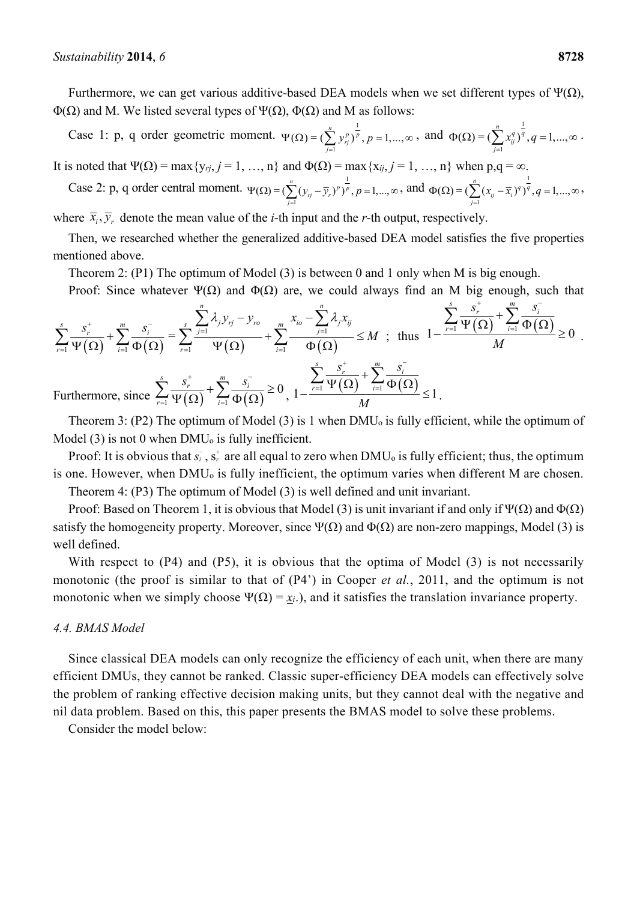Furthermore, we can get various additive-based DEA models when we set different types of $\Psi(\Omega)$, $\Phi(\Omega)$ and M. We listed several types of $\Psi(\Omega)$, $\Phi(\Omega)$ and M as follows:

Case 1: p, q order geometric moment. $\Psi(\Omega)=(\sum_{j=1}^{n} y_{rj}^{p})^{\frac{1}{p}}, p=1,...,\infty$, and $\Phi(\Omega)=(\sum_{j=1}^{n} x_{ij}^{q})^{\frac{1}{q}}, q=1,...,\infty$. It is noted that $\Psi(\Omega) = \max\{y_{rj}, j = 1, \ldots, n\}$ and $\Phi(\Omega) = \max\{x_{ij}, j = 1, \ldots, n\}$ when p,q = ∞.

Case 2: p, q order central moment. $\Psi(\Omega)=(\sum_{j=1}^{n} (y_{rj}-\overline{y}_r)^{p})^{\frac{1}{p}}, p=1,...,\infty$, and $\Phi(\Omega)=(\sum_{j=1}^{n} (x_{ij}-\overline{x}_i)^{q})^{\frac{1}{q}}, q=1,...,\infty$, where $\overline{x}_i, \overline{y}_r$ denote the mean value of the *i*-th input and the *r*-th output, respectively.

Then, we researched whether the generalized additive-based DEA model satisfies the five properties mentioned above.

Theorem 2: (P1) The optimum of Model (3) is between 0 and 1 only when M is big enough.

Proof: Since whatever $\Psi(\Omega)$ and $\Phi(\Omega)$ are, we could always find an M big enough, such that $\sum_{r=1}^{s}\frac{s_r^+}{\Psi(\Omega)}+\sum_{i=1}^{m}\frac{s_i^-}{\Phi(\Omega)}=\sum_{r=1}^{s}\frac{\sum_{j=1}^{n}\lambda_j y_{rj}-y_{ro}}{\Psi(\Omega)}+\sum_{i=1}^{m}\frac{x_{io}-\sum_{j=1}^{n}\lambda_j x_{ij}}{\Phi(\Omega)}\le M$ ; thus $1-\frac{\sum_{r=1}^{s}\frac{s_r^+}{\Psi(\Omega)}+\sum_{i=1}^{m}\frac{s_i^-}{\Phi(\Omega)}}{M}\ge 0$.

Furthermore, since $\sum_{r=1}^{s}\frac{s_r^+}{\Psi(\Omega)}+\sum_{i=1}^{m}\frac{s_i^-}{\Phi(\Omega)}\ge 0$, $1-\frac{\sum_{r=1}^{s}\frac{s_r^+}{\Psi(\Omega)}+\sum_{i=1}^{m}\frac{s_i^-}{\Phi(\Omega)}}{M}\le 1$.

Theorem 3: (P2) The optimum of Model (3) is 1 when $DMU_o$ is fully efficient, while the optimum of Model (3) is not 0 when $DMU_o$ is fully inefficient.

Proof: It is obvious that $s_i^-$, $s_r^+$ are all equal to zero when $DMU_o$ is fully efficient; thus, the optimum is one. However, when $DMU_o$ is fully inefficient, the optimum varies when different M are chosen.

Theorem 4: (P3) The optimum of Model (3) is well defined and unit invariant.

Proof: Based on Theorem 1, it is obvious that Model (3) is unit invariant if and only if $\Psi(\Omega)$ and $\Phi(\Omega)$ satisfy the homogeneity property. Moreover, since $\Psi(\Omega)$ and $\Phi(\Omega)$ are non-zero mappings, Model (3) is well defined.

With respect to (P4) and (P5), it is obvious that the optima of Model (3) is not necessarily monotonic (the proof is similar to that of (P4') in Cooper *et al.*, 2011, and the optimum is not monotonic when we simply choose $\Psi(\Omega) = \underline{x}_i$.), and it satisfies the translation invariance property.

### 4.4. BMAS Model

Since classical DEA models can only recognize the efficiency of each unit, when there are many efficient DMUs, they cannot be ranked. Classic super-efficiency DEA models can effectively solve the problem of ranking effective decision making units, but they cannot deal with the negative and nil data problem. Based on this, this paper presents the BMAS model to solve these problems.

Consider the model below: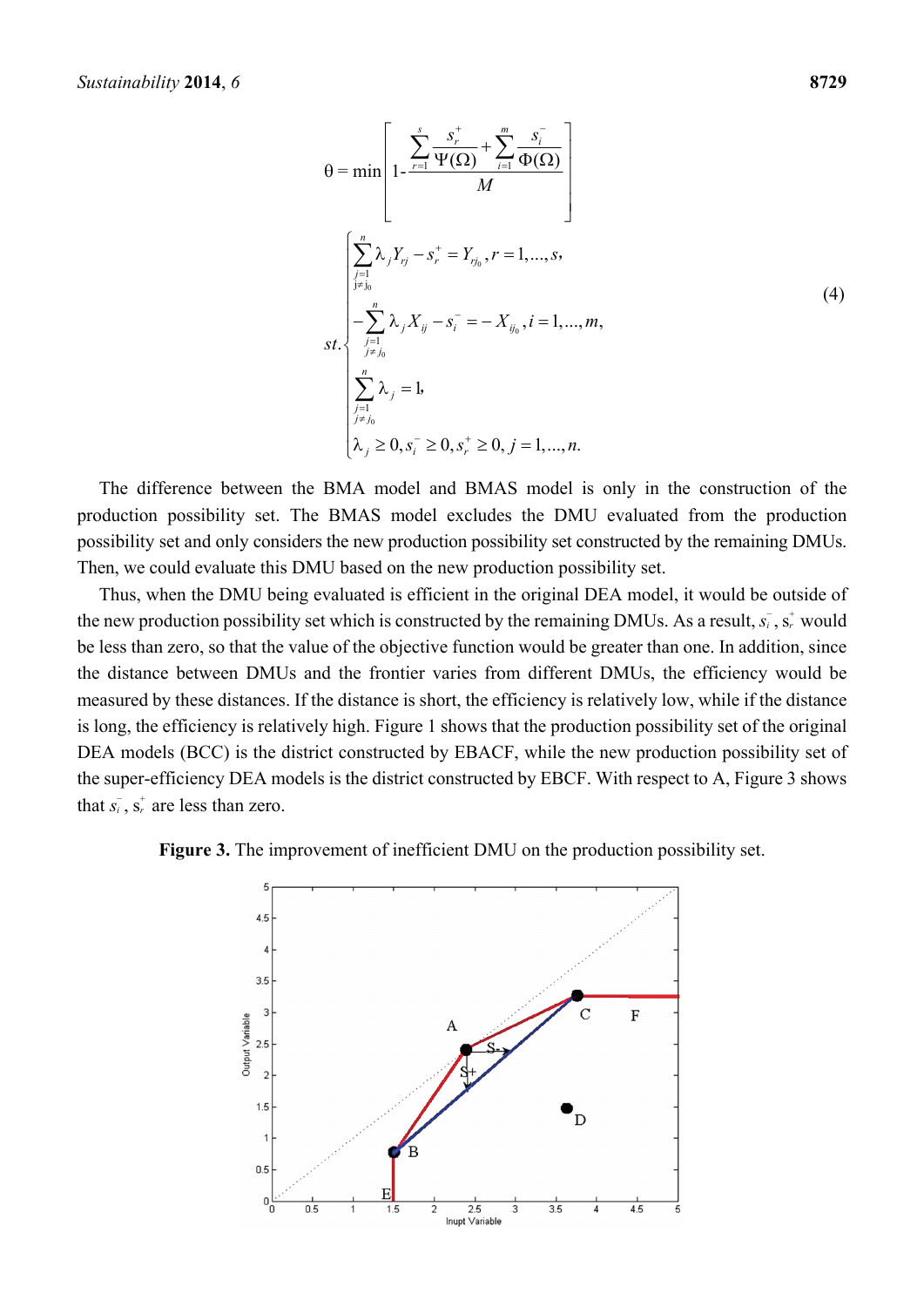$$\theta = \min \left[ 1 - \frac{\sum_{r=1}^{s} \frac{s_r^+}{\Psi(\Omega)} + \sum_{i=1}^{m} \frac{s_i^-}{\Phi(\Omega)}}{M} \right]$$

$$st. \begin{cases} \sum_{\substack{j=1 \\ j \neq j_0}}^{n} \lambda_j Y_{rj} - s_r^+ = Y_{rj_0}, r = 1, \ldots, s, \\ -\sum_{\substack{j=1 \\ j \neq j_0}}^{n} \lambda_j X_{ij} - s_i^- = -X_{ij_0}, i = 1, \ldots, m, \\ \sum_{\substack{j=1 \\ j \neq j_0}}^{n} \lambda_j = 1, \\ \lambda_j \geq 0, s_i^- \geq 0, s_r^+ \geq 0, j = 1, \ldots, n. \end{cases} \tag{4}$$

The difference between the BMA model and BMAS model is only in the construction of the production possibility set. The BMAS model excludes the DMU evaluated from the production possibility set and only considers the new production possibility set constructed by the remaining DMUs. Then, we could evaluate this DMU based on the new production possibility set.

Thus, when the DMU being evaluated is efficient in the original DEA model, it would be outside of the new production possibility set which is constructed by the remaining DMUs. As a result, $s_i^-$, $s_r^+$ would be less than zero, so that the value of the objective function would be greater than one. In addition, since the distance between DMUs and the frontier varies from different DMUs, the efficiency would be measured by these distances. If the distance is short, the efficiency is relatively low, while if the distance is long, the efficiency is relatively high. Figure 1 shows that the production possibility set of the original DEA models (BCC) is the district constructed by EBACF, while the new production possibility set of the super-efficiency DEA models is the district constructed by EBCF. With respect to A, Figure 3 shows that $s_i^-$, $s_r^+$ are less than zero.

**Figure 3.** The improvement of inefficient DMU on the production possibility set.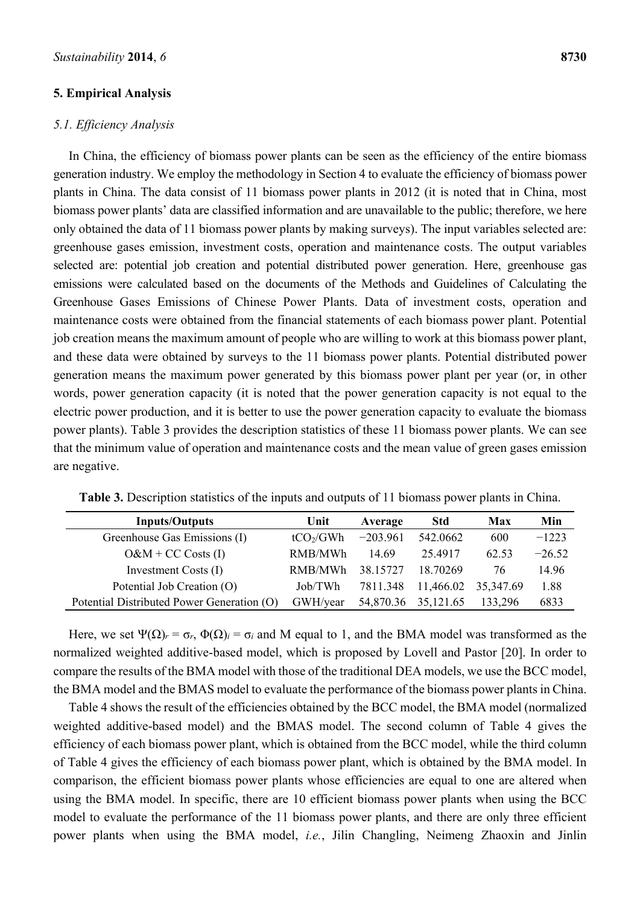## 5. Empirical Analysis

### *5.1. Efficiency Analysis*

In China, the efficiency of biomass power plants can be seen as the efficiency of the entire biomass generation industry. We employ the methodology in Section 4 to evaluate the efficiency of biomass power plants in China. The data consist of 11 biomass power plants in 2012 (it is noted that in China, most biomass power plants' data are classified information and are unavailable to the public; therefore, we here only obtained the data of 11 biomass power plants by making surveys). The input variables selected are: greenhouse gases emission, investment costs, operation and maintenance costs. The output variables selected are: potential job creation and potential distributed power generation. Here, greenhouse gas emissions were calculated based on the documents of the Methods and Guidelines of Calculating the Greenhouse Gases Emissions of Chinese Power Plants. Data of investment costs, operation and maintenance costs were obtained from the financial statements of each biomass power plant. Potential job creation means the maximum amount of people who are willing to work at this biomass power plant, and these data were obtained by surveys to the 11 biomass power plants. Potential distributed power generation means the maximum power generated by this biomass power plant per year (or, in other words, power generation capacity (it is noted that the power generation capacity is not equal to the electric power production, and it is better to use the power generation capacity to evaluate the biomass power plants). Table 3 provides the description statistics of these 11 biomass power plants. We can see that the minimum value of operation and maintenance costs and the mean value of green gases emission are negative.

**Table 3.** Description statistics of the inputs and outputs of 11 biomass power plants in China.

| Inputs/Outputs | Unit | Average | Std | Max | Min |
|---|---|---|---|---|---|
| Greenhouse Gas Emissions (I) | $tCO_2$/GWh | −203.961 | 542.0662 | 600 | −1223 |
| O&M + CC Costs (I) | RMB/MWh | 14.69 | 25.4917 | 62.53 | −26.52 |
| Investment Costs (I) | RMB/MWh | 38.15727 | 18.70269 | 76 | 14.96 |
| Potential Job Creation (O) | Job/TWh | 7811.348 | 11,466.02 | 35,347.69 | 1.88 |
| Potential Distributed Power Generation (O) | GWH/year | 54,870.36 | 35,121.65 | 133,296 | 6833 |

Here, we set $\Psi(\Omega)_r = \sigma_r$, $\Phi(\Omega)_i = \sigma_i$ and M equal to 1, and the BMA model was transformed as the normalized weighted additive-based model, which is proposed by Lovell and Pastor [20]. In order to compare the results of the BMA model with those of the traditional DEA models, we use the BCC model, the BMA model and the BMAS model to evaluate the performance of the biomass power plants in China.

Table 4 shows the result of the efficiencies obtained by the BCC model, the BMA model (normalized weighted additive-based model) and the BMAS model. The second column of Table 4 gives the efficiency of each biomass power plant, which is obtained from the BCC model, while the third column of Table 4 gives the efficiency of each biomass power plant, which is obtained by the BMA model. In comparison, the efficient biomass power plants whose efficiencies are equal to one are altered when using the BMA model. In specific, there are 10 efficient biomass power plants when using the BCC model to evaluate the performance of the 11 biomass power plants, and there are only three efficient power plants when using the BMA model, *i.e.*, Jilin Changling, Neimeng Zhaoxin and Jinlin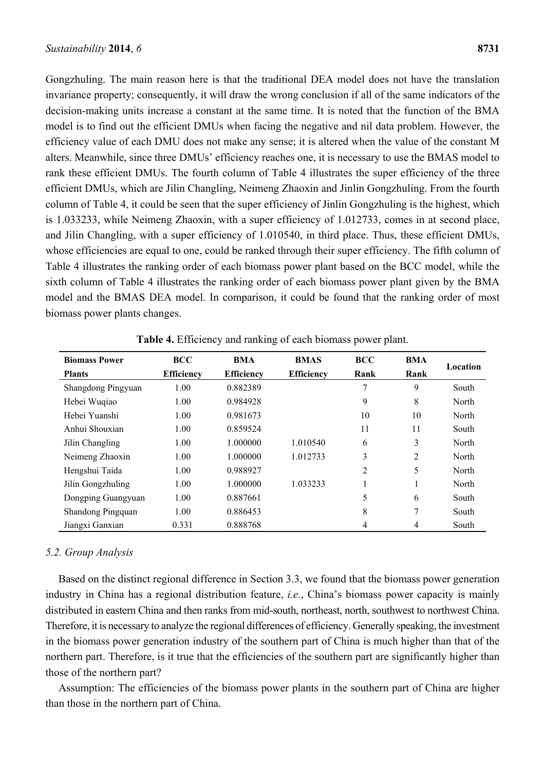Gongzhuling. The main reason here is that the traditional DEA model does not have the translation invariance property; consequently, it will draw the wrong conclusion if all of the same indicators of the decision-making units increase a constant at the same time. It is noted that the function of the BMA model is to find out the efficient DMUs when facing the negative and nil data problem. However, the efficiency value of each DMU does not make any sense; it is altered when the value of the constant M alters. Meanwhile, since three DMUs' efficiency reaches one, it is necessary to use the BMAS model to rank these efficient DMUs. The fourth column of Table 4 illustrates the super efficiency of the three efficient DMUs, which are Jilin Changling, Neimeng Zhaoxin and Jinlin Gongzhuling. From the fourth column of Table 4, it could be seen that the super efficiency of Jinlin Gongzhuling is the highest, which is 1.033233, while Neimeng Zhaoxin, with a super efficiency of 1.012733, comes in at second place, and Jilin Changling, with a super efficiency of 1.010540, in third place. Thus, these efficient DMUs, whose efficiencies are equal to one, could be ranked through their super efficiency. The fifth column of Table 4 illustrates the ranking order of each biomass power plant based on the BCC model, while the sixth column of Table 4 illustrates the ranking order of each biomass power plant given by the BMA model and the BMAS DEA model. In comparison, it could be found that the ranking order of most biomass power plants changes.

**Table 4.** Efficiency and ranking of each biomass power plant.

| Biomass Power Plants | BCC Efficiency | BMA Efficiency | BMAS Efficiency | BCC Rank | BMA Rank | Location |
|---|---|---|---|---|---|---|
| Shangdong Pingyuan | 1.00 | 0.882389 | | 7 | 9 | South |
| Hebei Wuqiao | 1.00 | 0.984928 | | 9 | 8 | North |
| Hebei Yuanshi | 1.00 | 0.981673 | | 10 | 10 | North |
| Anhui Shouxian | 1.00 | 0.859524 | | 11 | 11 | South |
| Jilin Changling | 1.00 | 1.000000 | 1.010540 | 6 | 3 | North |
| Neimeng Zhaoxin | 1.00 | 1.000000 | 1.012733 | 3 | 2 | North |
| Hengshui Taida | 1.00 | 0.988927 | | 2 | 5 | North |
| Jilin Gongzhuling | 1.00 | 1.000000 | 1.033233 | 1 | 1 | North |
| Dongping Guangyuan | 1.00 | 0.887661 | | 5 | 6 | South |
| Shandong Pingquan | 1.00 | 0.886453 | | 8 | 7 | South |
| Jiangxi Ganxian | 0.331 | 0.888768 | | 4 | 4 | South |

### *5.2. Group Analysis*

Based on the distinct regional difference in Section 3.3, we found that the biomass power generation industry in China has a regional distribution feature, *i.e.*, China's biomass power capacity is mainly distributed in eastern China and then ranks from mid-south, northeast, north, southwest to northwest China. Therefore, it is necessary to analyze the regional differences of efficiency. Generally speaking, the investment in the biomass power generation industry of the southern part of China is much higher than that of the northern part. Therefore, is it true that the efficiencies of the southern part are significantly higher than those of the northern part?

Assumption: The efficiencies of the biomass power plants in the southern part of China are higher than those in the northern part of China.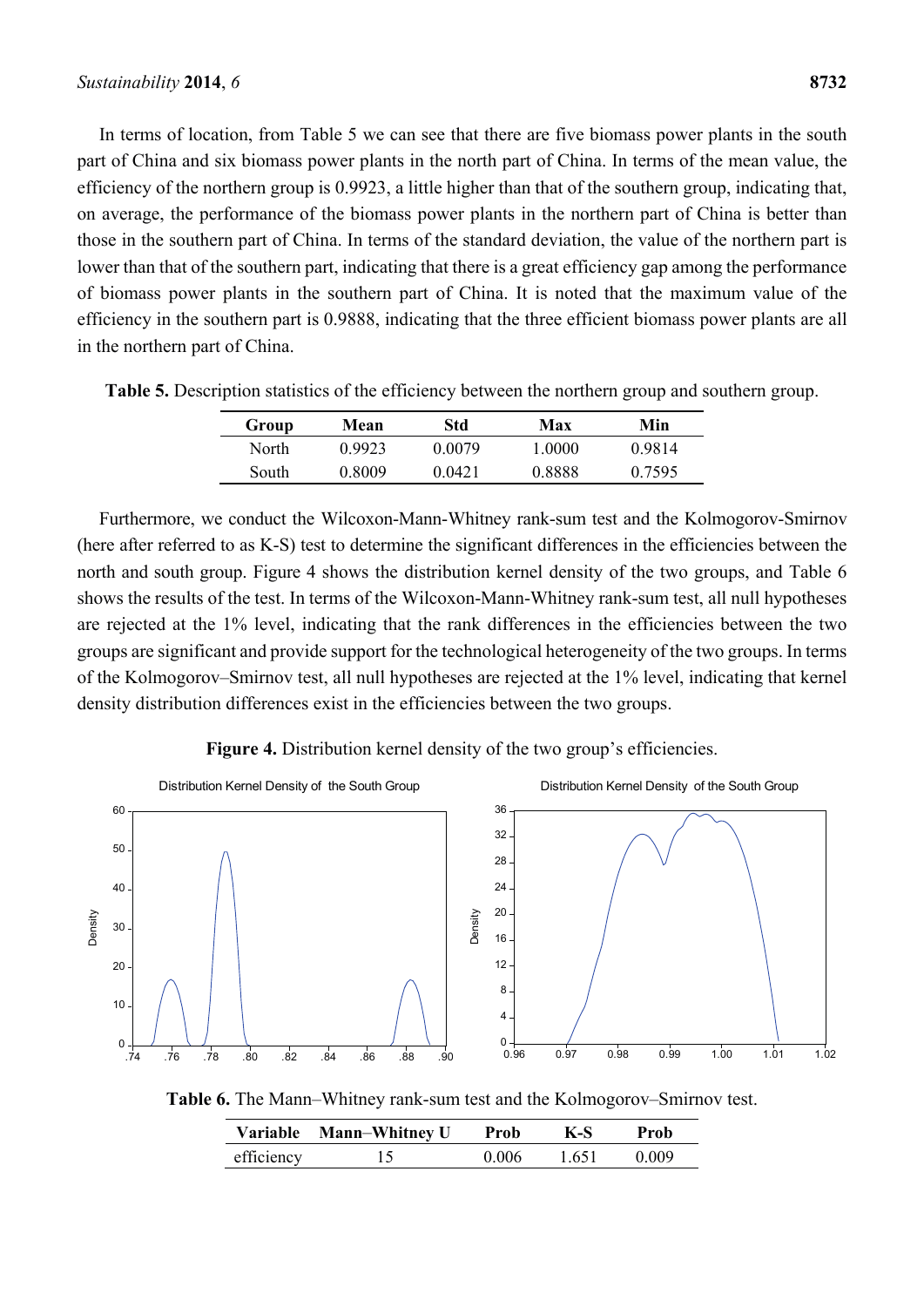In terms of location, from Table 5 we can see that there are five biomass power plants in the south part of China and six biomass power plants in the north part of China. In terms of the mean value, the efficiency of the northern group is 0.9923, a little higher than that of the southern group, indicating that, on average, the performance of the biomass power plants in the northern part of China is better than those in the southern part of China. In terms of the standard deviation, the value of the northern part is lower than that of the southern part, indicating that there is a great efficiency gap among the performance of biomass power plants in the southern part of China. It is noted that the maximum value of the efficiency in the southern part is 0.9888, indicating that the three efficient biomass power plants are all in the northern part of China.

**Table 5.** Description statistics of the efficiency between the northern group and southern group.

| Group | Mean | Std | Max | Min |
|---|---|---|---|---|
| North | 0.9923 | 0.0079 | 1.0000 | 0.9814 |
| South | 0.8009 | 0.0421 | 0.8888 | 0.7595 |

Furthermore, we conduct the Wilcoxon-Mann-Whitney rank-sum test and the Kolmogorov-Smirnov (here after referred to as K-S) test to determine the significant differences in the efficiencies between the north and south group. Figure 4 shows the distribution kernel density of the two groups, and Table 6 shows the results of the test. In terms of the Wilcoxon-Mann-Whitney rank-sum test, all null hypotheses are rejected at the 1% level, indicating that the rank differences in the efficiencies between the two groups are significant and provide support for the technological heterogeneity of the two groups. In terms of the Kolmogorov–Smirnov test, all null hypotheses are rejected at the 1% level, indicating that kernel density distribution differences exist in the efficiencies between the two groups.

**Figure 4.** Distribution kernel density of the two group's efficiencies.

**Table 6.** The Mann–Whitney rank-sum test and the Kolmogorov–Smirnov test.

| Variable | Mann–Whitney U | Prob | K-S | Prob |
|---|---|---|---|---|
| efficiency | 15 | 0.006 | 1.651 | 0.009 |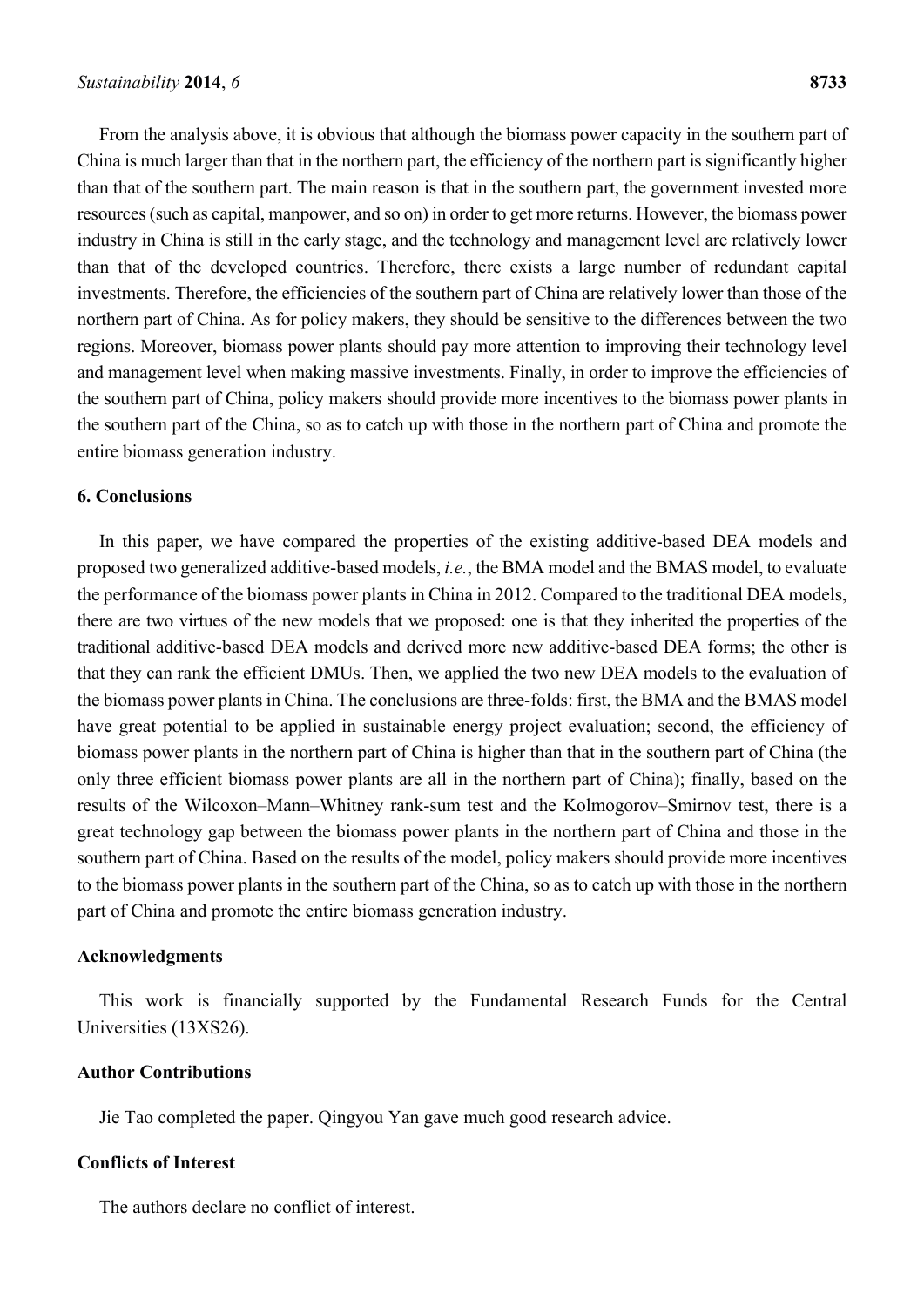From the analysis above, it is obvious that although the biomass power capacity in the southern part of China is much larger than that in the northern part, the efficiency of the northern part is significantly higher than that of the southern part. The main reason is that in the southern part, the government invested more resources (such as capital, manpower, and so on) in order to get more returns. However, the biomass power industry in China is still in the early stage, and the technology and management level are relatively lower than that of the developed countries. Therefore, there exists a large number of redundant capital investments. Therefore, the efficiencies of the southern part of China are relatively lower than those of the northern part of China. As for policy makers, they should be sensitive to the differences between the two regions. Moreover, biomass power plants should pay more attention to improving their technology level and management level when making massive investments. Finally, in order to improve the efficiencies of the southern part of China, policy makers should provide more incentives to the biomass power plants in the southern part of the China, so as to catch up with those in the northern part of China and promote the entire biomass generation industry.

## 6. Conclusions

In this paper, we have compared the properties of the existing additive-based DEA models and proposed two generalized additive-based models, *i.e.*, the BMA model and the BMAS model, to evaluate the performance of the biomass power plants in China in 2012. Compared to the traditional DEA models, there are two virtues of the new models that we proposed: one is that they inherited the properties of the traditional additive-based DEA models and derived more new additive-based DEA forms; the other is that they can rank the efficient DMUs. Then, we applied the two new DEA models to the evaluation of the biomass power plants in China. The conclusions are three-folds: first, the BMA and the BMAS model have great potential to be applied in sustainable energy project evaluation; second, the efficiency of biomass power plants in the northern part of China is higher than that in the southern part of China (the only three efficient biomass power plants are all in the northern part of China); finally, based on the results of the Wilcoxon–Mann–Whitney rank-sum test and the Kolmogorov–Smirnov test, there is a great technology gap between the biomass power plants in the northern part of China and those in the southern part of China. Based on the results of the model, policy makers should provide more incentives to the biomass power plants in the southern part of the China, so as to catch up with those in the northern part of China and promote the entire biomass generation industry.

## Acknowledgments

This work is financially supported by the Fundamental Research Funds for the Central Universities (13XS26).

## Author Contributions

Jie Tao completed the paper. Qingyou Yan gave much good research advice.

## Conflicts of Interest

The authors declare no conflict of interest.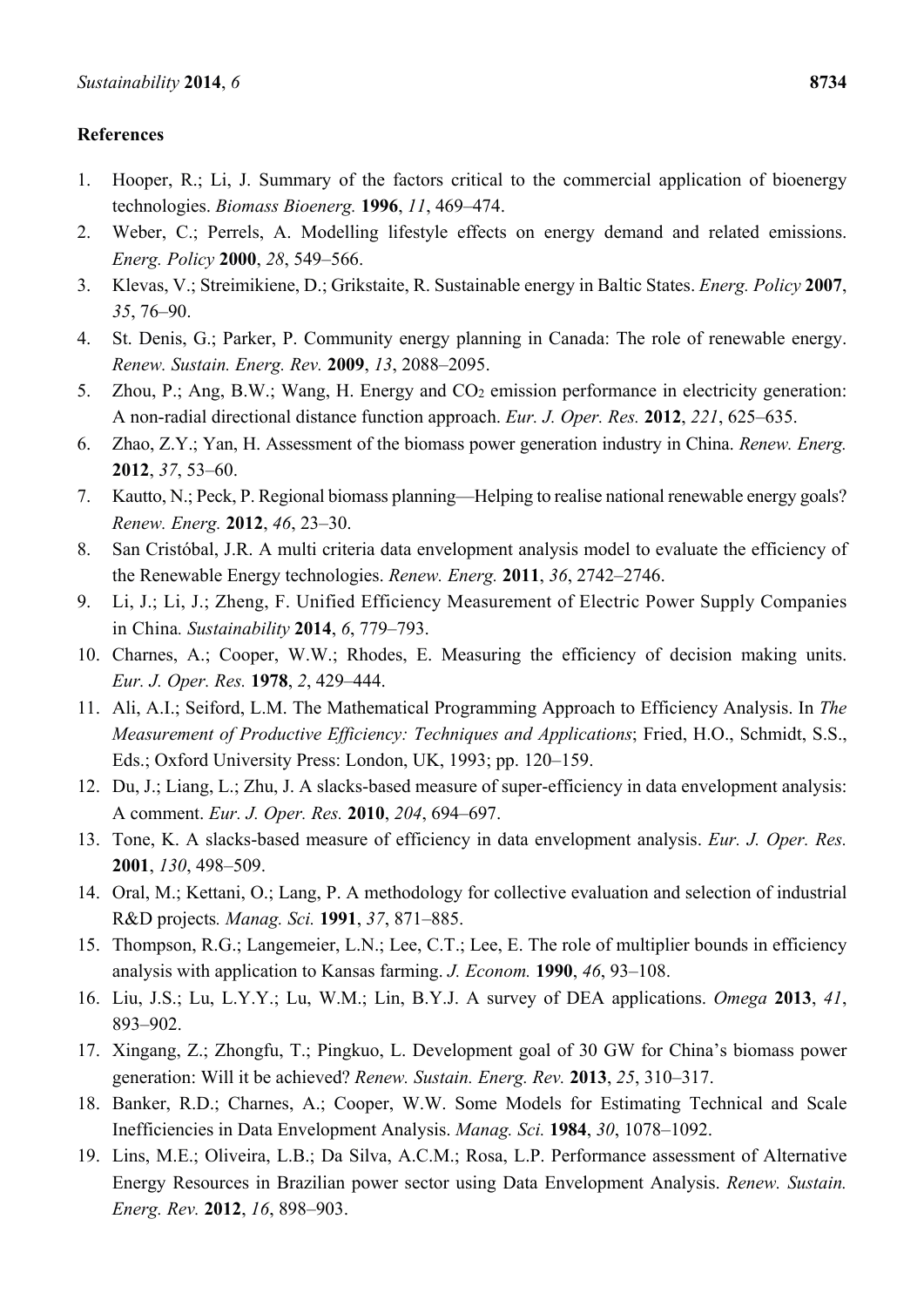## References

1. Hooper, R.; Li, J. Summary of the factors critical to the commercial application of bioenergy technologies. *Biomass Bioenerg.* **1996**, *11*, 469–474.
2. Weber, C.; Perrels, A. Modelling lifestyle effects on energy demand and related emissions. *Energ. Policy* **2000**, *28*, 549–566.
3. Klevas, V.; Streimikiene, D.; Grikstaite, R. Sustainable energy in Baltic States. *Energ. Policy* **2007**, *35*, 76–90.
4. St. Denis, G.; Parker, P. Community energy planning in Canada: The role of renewable energy. *Renew. Sustain. Energ. Rev.* **2009**, *13*, 2088–2095.
5. Zhou, P.; Ang, B.W.; Wang, H. Energy and $CO_2$ emission performance in electricity generation: A non-radial directional distance function approach. *Eur. J. Oper. Res.* **2012**, *221*, 625–635.
6. Zhao, Z.Y.; Yan, H. Assessment of the biomass power generation industry in China. *Renew. Energ.* **2012**, *37*, 53–60.
7. Kautto, N.; Peck, P. Regional biomass planning—Helping to realise national renewable energy goals? *Renew. Energ.* **2012**, *46*, 23–30.
8. San Cristóbal, J.R. A multi criteria data envelopment analysis model to evaluate the efficiency of the Renewable Energy technologies. *Renew. Energ.* **2011**, *36*, 2742–2746.
9. Li, J.; Li, J.; Zheng, F. Unified Efficiency Measurement of Electric Power Supply Companies in China. *Sustainability* **2014**, *6*, 779–793.
10. Charnes, A.; Cooper, W.W.; Rhodes, E. Measuring the efficiency of decision making units. *Eur. J. Oper. Res.* **1978**, *2*, 429–444.
11. Ali, A.I.; Seiford, L.M. The Mathematical Programming Approach to Efficiency Analysis. In *The Measurement of Productive Efficiency: Techniques and Applications*; Fried, H.O., Schmidt, S.S., Eds.; Oxford University Press: London, UK, 1993; pp. 120–159.
12. Du, J.; Liang, L.; Zhu, J. A slacks-based measure of super-efficiency in data envelopment analysis: A comment. *Eur. J. Oper. Res.* **2010**, *204*, 694–697.
13. Tone, K. A slacks-based measure of efficiency in data envelopment analysis. *Eur. J. Oper. Res.* **2001**, *130*, 498–509.
14. Oral, M.; Kettani, O.; Lang, P. A methodology for collective evaluation and selection of industrial R&D projects. *Manag. Sci.* **1991**, *37*, 871–885.
15. Thompson, R.G.; Langemeier, L.N.; Lee, C.T.; Lee, E. The role of multiplier bounds in efficiency analysis with application to Kansas farming. *J. Econom.* **1990**, *46*, 93–108.
16. Liu, J.S.; Lu, L.Y.Y.; Lu, W.M.; Lin, B.Y.J. A survey of DEA applications. *Omega* **2013**, *41*, 893–902.
17. Xingang, Z.; Zhongfu, T.; Pingkuo, L. Development goal of 30 GW for China's biomass power generation: Will it be achieved? *Renew. Sustain. Energ. Rev.* **2013**, *25*, 310–317.
18. Banker, R.D.; Charnes, A.; Cooper, W.W. Some Models for Estimating Technical and Scale Inefficiencies in Data Envelopment Analysis. *Manag. Sci.* **1984**, *30*, 1078–1092.
19. Lins, M.E.; Oliveira, L.B.; Da Silva, A.C.M.; Rosa, L.P. Performance assessment of Alternative Energy Resources in Brazilian power sector using Data Envelopment Analysis. *Renew. Sustain. Energ. Rev.* **2012**, *16*, 898–903.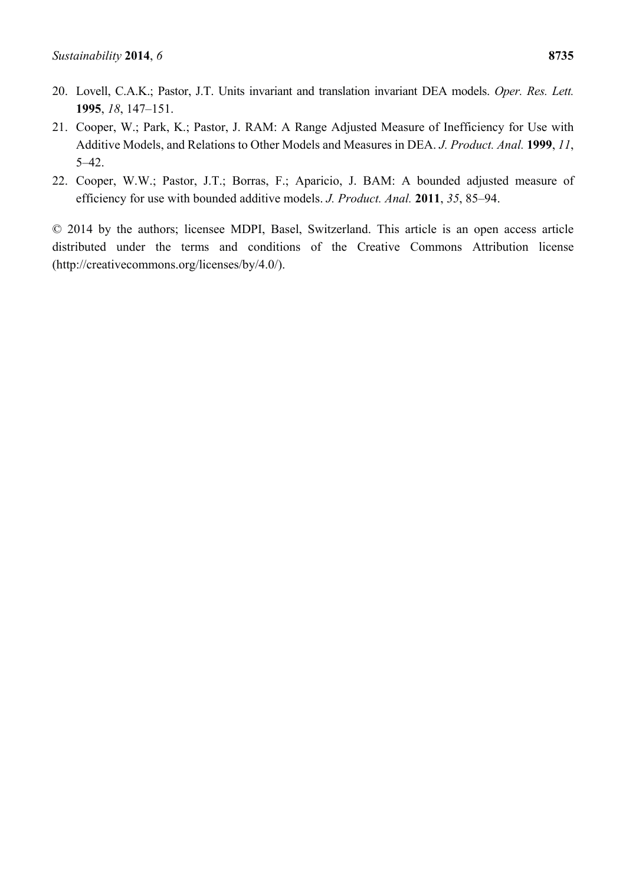20. Lovell, C.A.K.; Pastor, J.T. Units invariant and translation invariant DEA models. *Oper. Res. Lett.* **1995**, *18*, 147–151.
21. Cooper, W.; Park, K.; Pastor, J. RAM: A Range Adjusted Measure of Inefficiency for Use with Additive Models, and Relations to Other Models and Measures in DEA. *J. Product. Anal.* **1999**, *11*, 5–42.
22. Cooper, W.W.; Pastor, J.T.; Borras, F.; Aparicio, J. BAM: A bounded adjusted measure of efficiency for use with bounded additive models. *J. Product. Anal.* **2011**, *35*, 85–94.

© 2014 by the authors; licensee MDPI, Basel, Switzerland. This article is an open access article distributed under the terms and conditions of the Creative Commons Attribution license (http://creativecommons.org/licenses/by/4.0/).